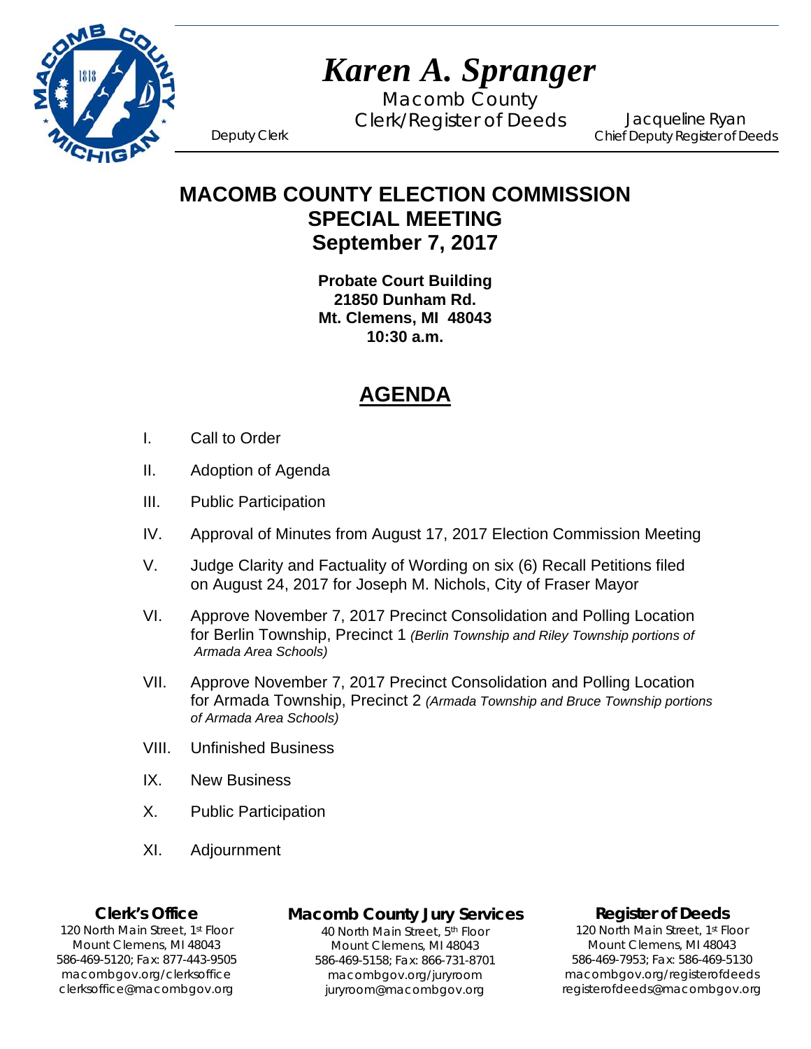# *Karen A. Spranger*

Macomb County
Clerk/Register of Deeds

Deputy Clerk

Jacqueline Ryan
Chief Deputy Register of Deeds

## MACOMB COUNTY ELECTION COMMISSION
## SPECIAL MEETING
## September 7, 2017

**Probate Court Building**
**21850 Dunham Rd.**
**Mt. Clemens, MI 48043**
**10:30 a.m.**

## AGENDA

I. Call to Order

II. Adoption of Agenda

III. Public Participation

IV. Approval of Minutes from August 17, 2017 Election Commission Meeting

V. Judge Clarity and Factuality of Wording on six (6) Recall Petitions filed on August 24, 2017 for Joseph M. Nichols, City of Fraser Mayor

VI. Approve November 7, 2017 Precinct Consolidation and Polling Location for Berlin Township, Precinct 1 *(Berlin Township and Riley Township portions of Armada Area Schools)*

VII. Approve November 7, 2017 Precinct Consolidation and Polling Location for Armada Township, Precinct 2 *(Armada Township and Bruce Township portions of Armada Area Schools)*

VIII. Unfinished Business

IX. New Business

X. Public Participation

XI. Adjournment

**Clerk's Office**
120 North Main Street, 1st Floor
Mount Clemens, MI 48043
586-469-5120; Fax: 877-443-9505
macombgov.org/clerksoffice
clerksoffice@macombgov.org

**Macomb County Jury Services**
40 North Main Street, 5th Floor
Mount Clemens, MI 48043
586-469-5158; Fax: 866-731-8701
macombgov.org/juryroom
juryroom@macombgov.org

**Register of Deeds**
120 North Main Street, 1st Floor
Mount Clemens, MI 48043
586-469-7953; Fax: 586-469-5130
macombgov.org/registerofdeeds
registerofdeeds@macombgov.org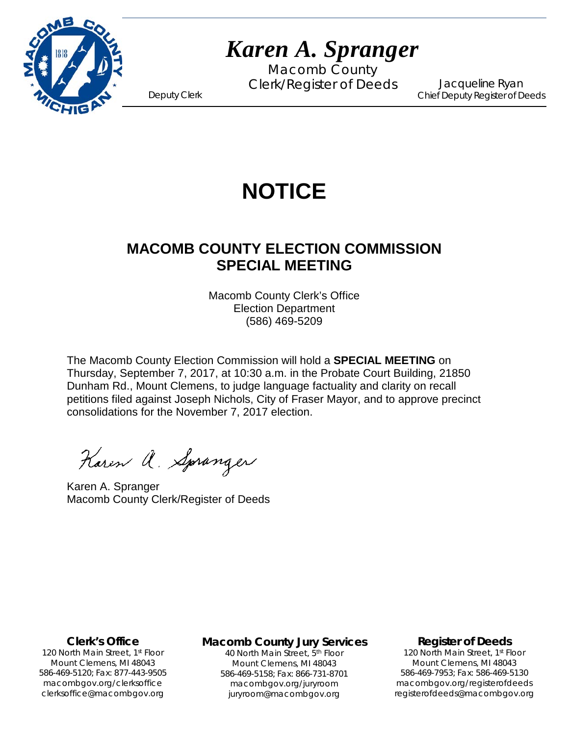# *Karen A. Spranger*

Macomb County
Clerk/Register of Deeds

Deputy Clerk

Jacqueline Ryan
Chief Deputy Register of Deeds

# NOTICE

## MACOMB COUNTY ELECTION COMMISSION SPECIAL MEETING

Macomb County Clerk's Office
Election Department
(586) 469-5209

The Macomb County Election Commission will hold a **SPECIAL MEETING** on Thursday, September 7, 2017, at 10:30 a.m. in the Probate Court Building, 21850 Dunham Rd., Mount Clemens, to judge language factuality and clarity on recall petitions filed against Joseph Nichols, City of Fraser Mayor, and to approve precinct consolidations for the November 7, 2017 election.

*Karen A. Spranger*

Karen A. Spranger
Macomb County Clerk/Register of Deeds

**Clerk's Office**
120 North Main Street, 1st Floor
Mount Clemens, MI 48043
586-469-5120; Fax: 877-443-9505
macombgov.org/clerksoffice
clerksoffice@macombgov.org

**Macomb County Jury Services**
40 North Main Street, 5th Floor
Mount Clemens, MI 48043
586-469-5158; Fax: 866-731-8701
macombgov.org/juryroom
juryroom@macombgov.org

**Register of Deeds**
120 North Main Street, 1st Floor
Mount Clemens, MI 48043
586-469-7953; Fax: 586-469-5130
macombgov.org/registerofdeeds
registerofdeeds@macombgov.org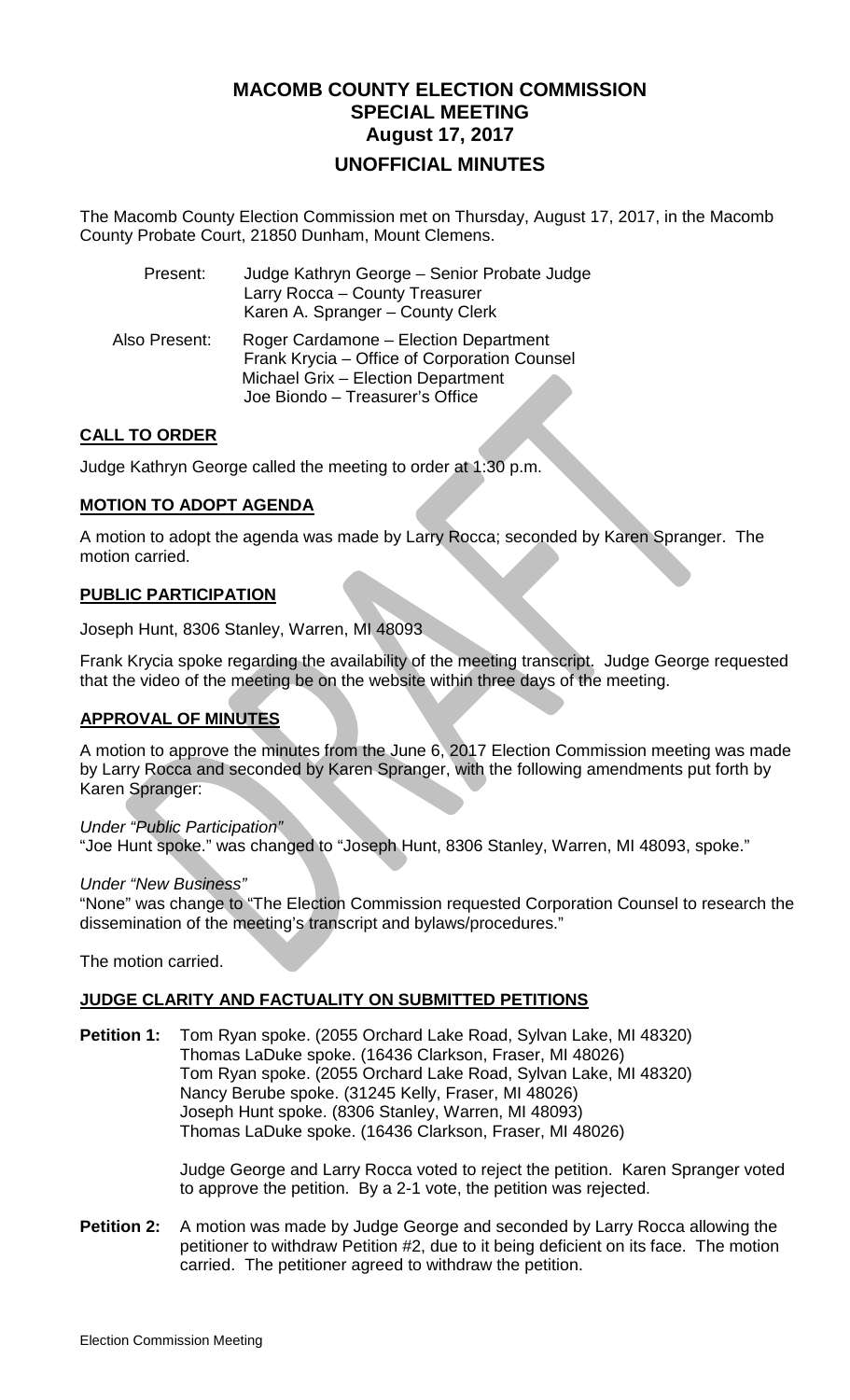# MACOMB COUNTY ELECTION COMMISSION
# SPECIAL MEETING
# August 17, 2017
## UNOFFICIAL MINUTES

The Macomb County Election Commission met on Thursday, August 17, 2017, in the Macomb County Probate Court, 21850 Dunham, Mount Clemens.

Present: Judge Kathryn George – Senior Probate Judge
Larry Rocca – County Treasurer
Karen A. Spranger – County Clerk

Also Present: Roger Cardamone – Election Department
Frank Krycia – Office of Corporation Counsel
Michael Grix – Election Department
Joe Biondo – Treasurer's Office

### CALL TO ORDER

Judge Kathryn George called the meeting to order at 1:30 p.m.

### MOTION TO ADOPT AGENDA

A motion to adopt the agenda was made by Larry Rocca; seconded by Karen Spranger. The motion carried.

### PUBLIC PARTICIPATION

Joseph Hunt, 8306 Stanley, Warren, MI 48093

Frank Krycia spoke regarding the availability of the meeting transcript. Judge George requested that the video of the meeting be on the website within three days of the meeting.

### APPROVAL OF MINUTES

A motion to approve the minutes from the June 6, 2017 Election Commission meeting was made by Larry Rocca and seconded by Karen Spranger, with the following amendments put forth by Karen Spranger:

*Under "Public Participation"*
"Joe Hunt spoke." was changed to "Joseph Hunt, 8306 Stanley, Warren, MI 48093, spoke."

*Under "New Business"*
"None" was change to "The Election Commission requested Corporation Counsel to research the dissemination of the meeting's transcript and bylaws/procedures."

The motion carried.

### JUDGE CLARITY AND FACTUALITY ON SUBMITTED PETITIONS

**Petition 1:** Tom Ryan spoke. (2055 Orchard Lake Road, Sylvan Lake, MI 48320)
Thomas LaDuke spoke. (16436 Clarkson, Fraser, MI 48026)
Tom Ryan spoke. (2055 Orchard Lake Road, Sylvan Lake, MI 48320)
Nancy Berube spoke. (31245 Kelly, Fraser, MI 48026)
Joseph Hunt spoke. (8306 Stanley, Warren, MI 48093)
Thomas LaDuke spoke. (16436 Clarkson, Fraser, MI 48026)

Judge George and Larry Rocca voted to reject the petition. Karen Spranger voted to approve the petition. By a 2-1 vote, the petition was rejected.

**Petition 2:** A motion was made by Judge George and seconded by Larry Rocca allowing the petitioner to withdraw Petition #2, due to it being deficient on its face. The motion carried. The petitioner agreed to withdraw the petition.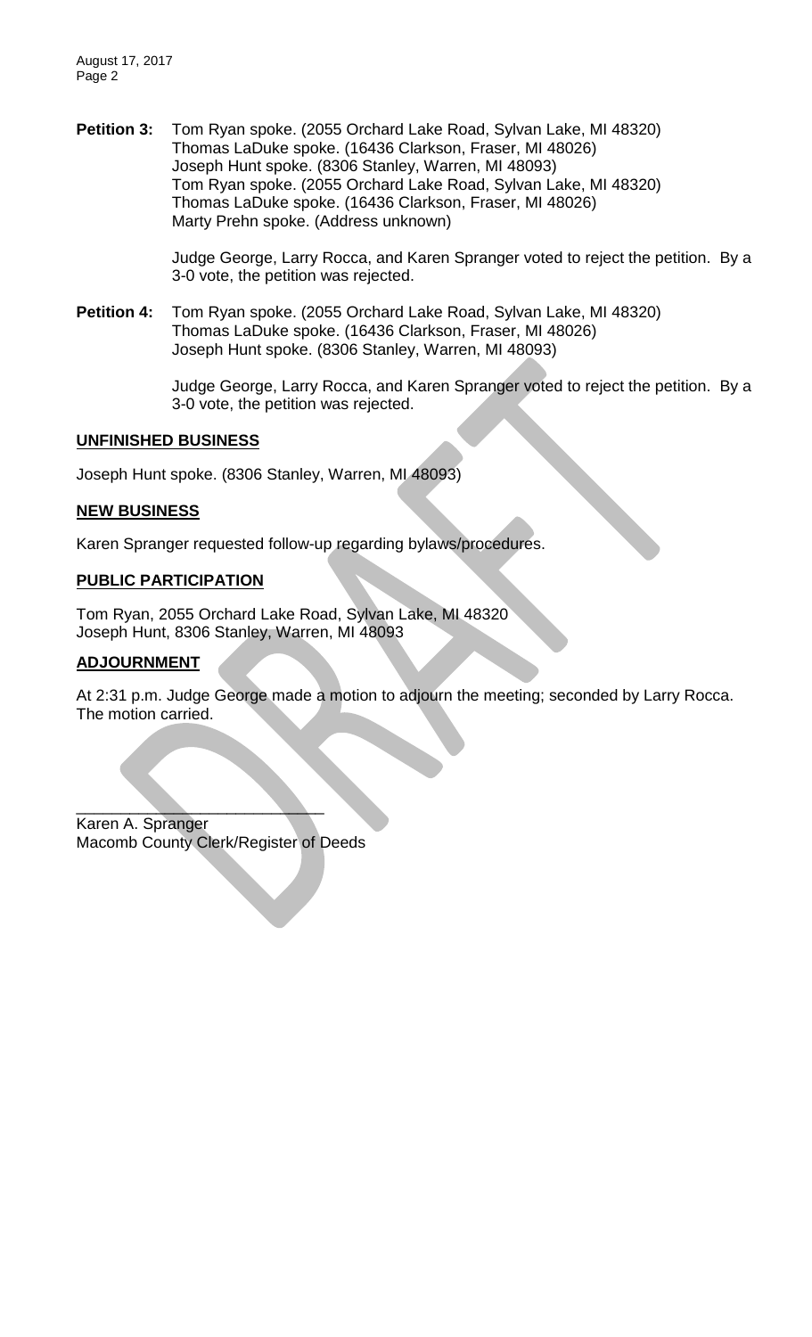**Petition 3:** Tom Ryan spoke. (2055 Orchard Lake Road, Sylvan Lake, MI 48320)
Thomas LaDuke spoke. (16436 Clarkson, Fraser, MI 48026)
Joseph Hunt spoke. (8306 Stanley, Warren, MI 48093)
Tom Ryan spoke. (2055 Orchard Lake Road, Sylvan Lake, MI 48320)
Thomas LaDuke spoke. (16436 Clarkson, Fraser, MI 48026)
Marty Prehn spoke. (Address unknown)

Judge George, Larry Rocca, and Karen Spranger voted to reject the petition. By a 3-0 vote, the petition was rejected.

**Petition 4:** Tom Ryan spoke. (2055 Orchard Lake Road, Sylvan Lake, MI 48320)
Thomas LaDuke spoke. (16436 Clarkson, Fraser, MI 48026)
Joseph Hunt spoke. (8306 Stanley, Warren, MI 48093)

Judge George, Larry Rocca, and Karen Spranger voted to reject the petition. By a 3-0 vote, the petition was rejected.

**UNFINISHED BUSINESS**

Joseph Hunt spoke. (8306 Stanley, Warren, MI 48093)

**NEW BUSINESS**

Karen Spranger requested follow-up regarding bylaws/procedures.

**PUBLIC PARTICIPATION**

Tom Ryan, 2055 Orchard Lake Road, Sylvan Lake, MI 48320
Joseph Hunt, 8306 Stanley, Warren, MI 48093

**ADJOURNMENT**

At 2:31 p.m. Judge George made a motion to adjourn the meeting; seconded by Larry Rocca. The motion carried.

\_\_\_\_\_\_\_\_\_\_\_\_\_\_\_\_\_\_\_\_\_\_\_\_\_\_\_\_

Karen A. Spranger
Macomb County Clerk/Register of Deeds

DRAFT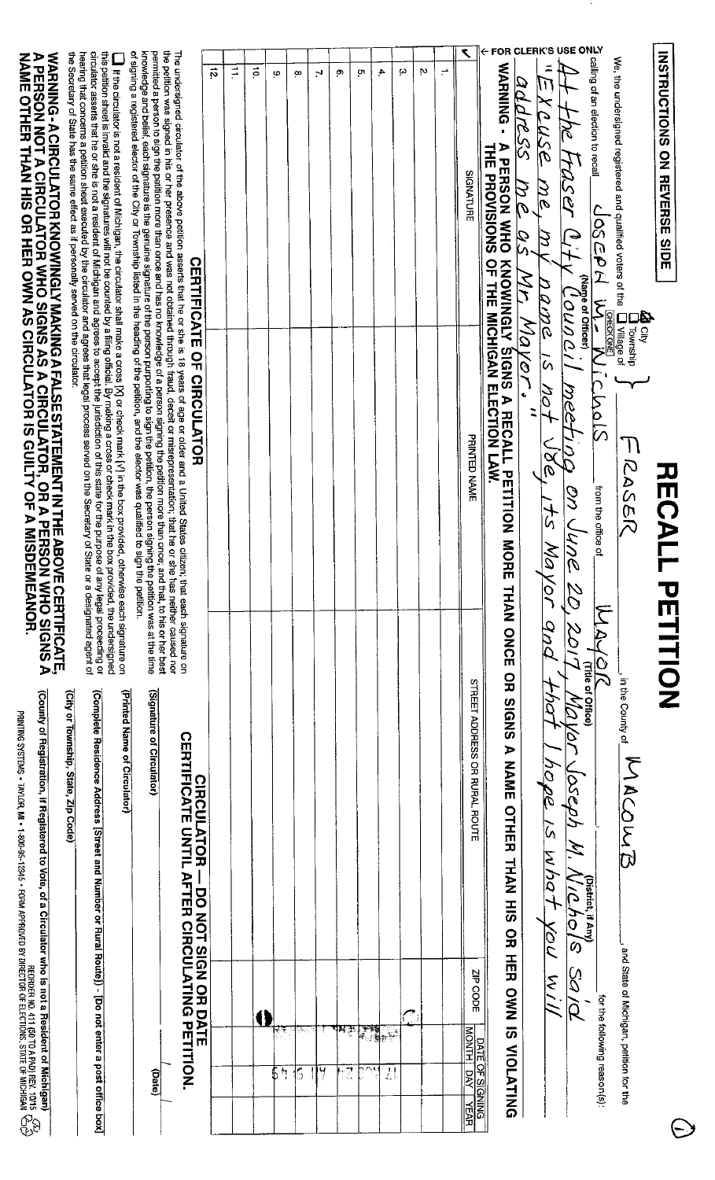INSTRUCTIONS ON REVERSE SIDE

# RECALL PETITION

①

We, the undersigned registered and qualified voters of the ☒ City ☐ Township ☐ Village of (CHECK ONE) FRASER in the County of MACOMB and State of Michigan, petition for the calling of an election to recall Joseph M. Nichols (Name of Officer) from the office of MAYOR (Title of Office) (District, if Any) for the following reason(s):

At the Fraser City Council meeting on June 20, 2017, Mayor Joseph M. Nichols said "Excuse me, my name is not Joe, its Mayor and that I hope is what you will address me as Mr. Mayor."

**WARNING - A PERSON WHO KNOWINGLY SIGNS A RECALL PETITION MORE THAN ONCE OR SIGNS A NAME OTHER THAN HIS OR HER OWN IS VIOLATING THE PROVISIONS OF THE MICHIGAN ELECTION LAW.**

← FOR CLERK'S USE ONLY

| ✓ | | SIGNATURE | PRINTED NAME | STREET ADDRESS OR RURAL ROUTE | ZIP CODE | DATE OF SIGNING MONTH | DAY | YEAR |
|---|---|---|---|---|---|---|---|---|
| | 1. | | | | | | | |
| | 2. | | | | | | | |
| | 3. | | | | | | | |
| | 4. | | | | | | | |
| | 5. | | | | | | | |
| | 6. | | | | | | | |
| | 7. | | | | | | | |
| | 8. | | | | | | | |
| | 9. | | | | | | | |
| | 10. | | | | | | | |
| | 11. | | | | | | | |
| | 12. | | | | | | | |

## CERTIFICATE OF CIRCULATOR

The undersigned circulator of the above petition asserts that he or she is 18 years of age or older and a United States citizen; that each signature on the petition was signed in his or her presence and was not obtained through fraud, deceit or misrepresentation; that he or she has neither caused nor permitted a person to sign the petition more than once and has no knowledge of a person signing the petition more than once; and that, to his or her best knowledge and belief, each signature is the genuine signature of the person purporting to sign the petition, the person signing the petition was at the time of signing a registered elector of the City or Township listed in the heading of the petition, and the elector was qualified to sign the petition.

☐ If the circulator is not a resident of Michigan, the circulator shall make a cross [X] or check mark [✓] in the box provided, otherwise each signature on this petition sheet is invalid and the signatures will not be counted by a filing official. By making a cross or check mark in the box provided, the undersigned circulator asserts that he or she is not a resident of Michigan and agrees to accept the jurisdiction of this state for the purpose of any legal proceeding or hearing that concerns a petition sheet executed by the circulator and agrees that legal process served on the Secretary of State or a designated agent of the Secretary of State has the same effect as if personally served on the circulator.

**CIRCULATOR — DO NOT SIGN OR DATE CERTIFICATE UNTIL AFTER CIRCULATING PETITION.**

(Signature of Circulator) (Date)

(Printed Name of Circulator)

(Complete Residence Address (Street and Number or Rural Route)) - [Do not enter a post office box]

(City or Township, State, Zip Code)

(County of Registration, if Registered to Vote, of a Circulator who is not a Resident of Michigan)

**WARNING - A CIRCULATOR KNOWINGLY MAKING A FALSE STATEMENT IN THE ABOVE CERTIFICATE, A PERSON NOT A CIRCULATOR WHO SIGNS AS A CIRCULATOR, OR A PERSON WHO SIGNS A NAME OTHER THAN HIS OR HER OWN AS CIRCULATOR IS GUILTY OF A MISDEMEANOR.**

PRINTING SYSTEMS • TAYLOR, MI • 1-800-95-12345 • FORM APPROVED BY DIRECTOR OF ELECTIONS, STATE OF MICHIGAN REORDER NO. 411 (60 TO A PAD) REV. 10/15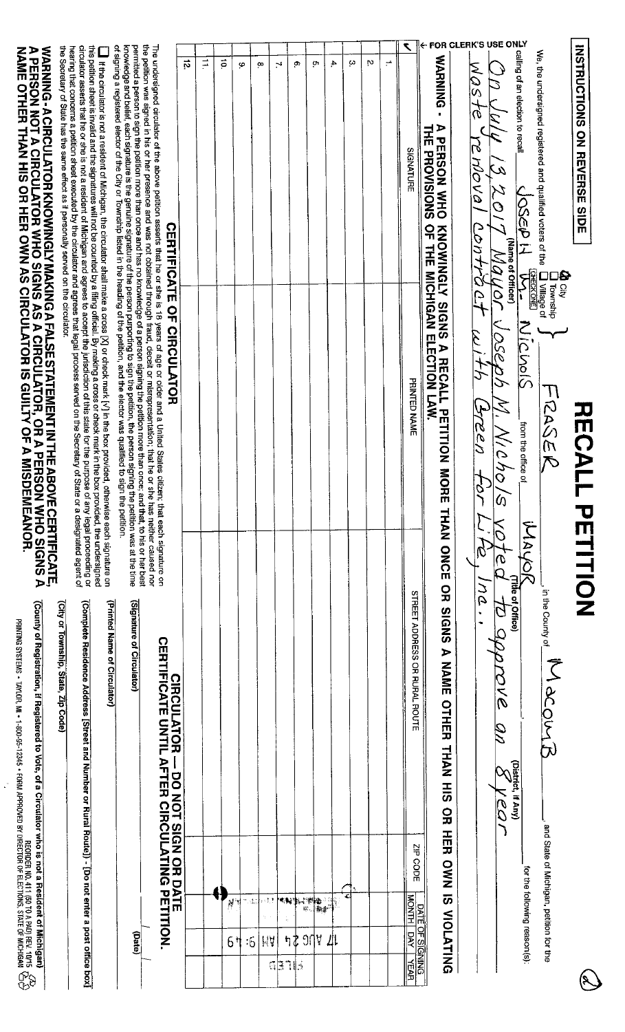**INSTRUCTIONS ON REVERSE SIDE**

# RECALL PETITION

We, the undersigned registered and qualified voters of the ☒ City ☐ Township ☐ Village of (CHECK ONE) FRASER, in the County of Macomb, and State of Michigan, petition for the calling of an election to recall Joseph M. Nichols (Name of Officer) from the office of Mayor (Title of Office) (District, if Any) for the following reason(s):

On July 13, 2017 Mayor Joseph M. Nichols voted to approve an 8 year waste removal contract with Green for Life, Inc..

**WARNING - A PERSON WHO KNOWINGLY SIGNS A RECALL PETITION MORE THAN ONCE OR SIGNS A NAME OTHER THAN HIS OR HER OWN IS VIOLATING THE PROVISIONS OF THE MICHIGAN ELECTION LAW.**

← FOR CLERK'S USE ONLY

| ✓ | | SIGNATURE | PRINTED NAME | STREET ADDRESS OR RURAL ROUTE | ZIP CODE | DATE OF SIGNING MONTH | DAY | YEAR |
|---|---|---|---|---|---|---|---|---|
| | 1. | | | | | | | |
| | 2. | | | | | | | |
| | 3. | | | | | | | |
| | 4. | | | | | | | |
| | 5. | | | | | | | |
| | 6. | | | | | | | |
| | 7. | | | | | | | |
| | 8. | | | | | | | |
| | 9. | | | | | | | |
| | 10. | | | | | | | |
| | 11. | | | | | | | |
| | 12. | | | | | | | |

17 AUG 24 AM 9:49

FILED

## CERTIFICATE OF CIRCULATOR

The undersigned circulator of the above petition asserts that he or she is 18 years of age or older and a United States citizen; that each signature on the petition was signed in his or her presence and was not obtained through fraud, deceit or misrepresentation; that he or she has neither caused nor permitted a person to sign the petition more than once and has no knowledge of a person signing the petition more than once; and that, to his or her best knowledge and belief, each signature is the genuine signature of the person purporting to sign the petition, the person signing the petition was at the time of signing a registered elector of the City or Township listed in the heading of the petition, and the elector was qualified to sign the petition.

☐ If the circulator is not a resident of Michigan, the circulator shall make a cross [X] or check mark [✓] in the box provided, otherwise each signature on this petition sheet is invalid and the signatures will not be counted by a filing official. By making a cross or check mark in the box provided, the undersigned circulator asserts that he or she is not a resident of Michigan and agrees to accept the jurisdiction of this state for the purpose of any legal proceeding or hearing that concerns a petition sheet executed by the circulator and agrees that legal process served on the Secretary of State or a designated agent of the Secretary of State has the same effect as if personally served on the circulator.

**CIRCULATOR — DO NOT SIGN OR DATE CERTIFICATE UNTIL AFTER CIRCULATING PETITION.**

(Signature of Circulator) (Date)

(Printed Name of Circulator)

(Complete Residence Address [Street and Number or Rural Route]) - [Do not enter a post office box]

(City or Township, State, Zip Code)

(County of Registration, if Registered to Vote, of a Circulator who is not a Resident of Michigan)

**WARNING - A CIRCULATOR KNOWINGLY MAKING A FALSE STATEMENT IN THE ABOVE CERTIFICATE, A PERSON NOT A CIRCULATOR WHO SIGNS AS A CIRCULATOR, OR A PERSON WHO SIGNS A NAME OTHER THAN HIS OR HER OWN AS CIRCULATOR IS GUILTY OF A MISDEMEANOR.**

PRINTING SYSTEMS • TAYLOR, MI • 1-800-85-12345 • FORM APPROVED BY DIRECTOR OF ELECTIONS, STATE OF MICHIGAN RECORDER NO. 411 (50 TO A PAD) REV. 10/15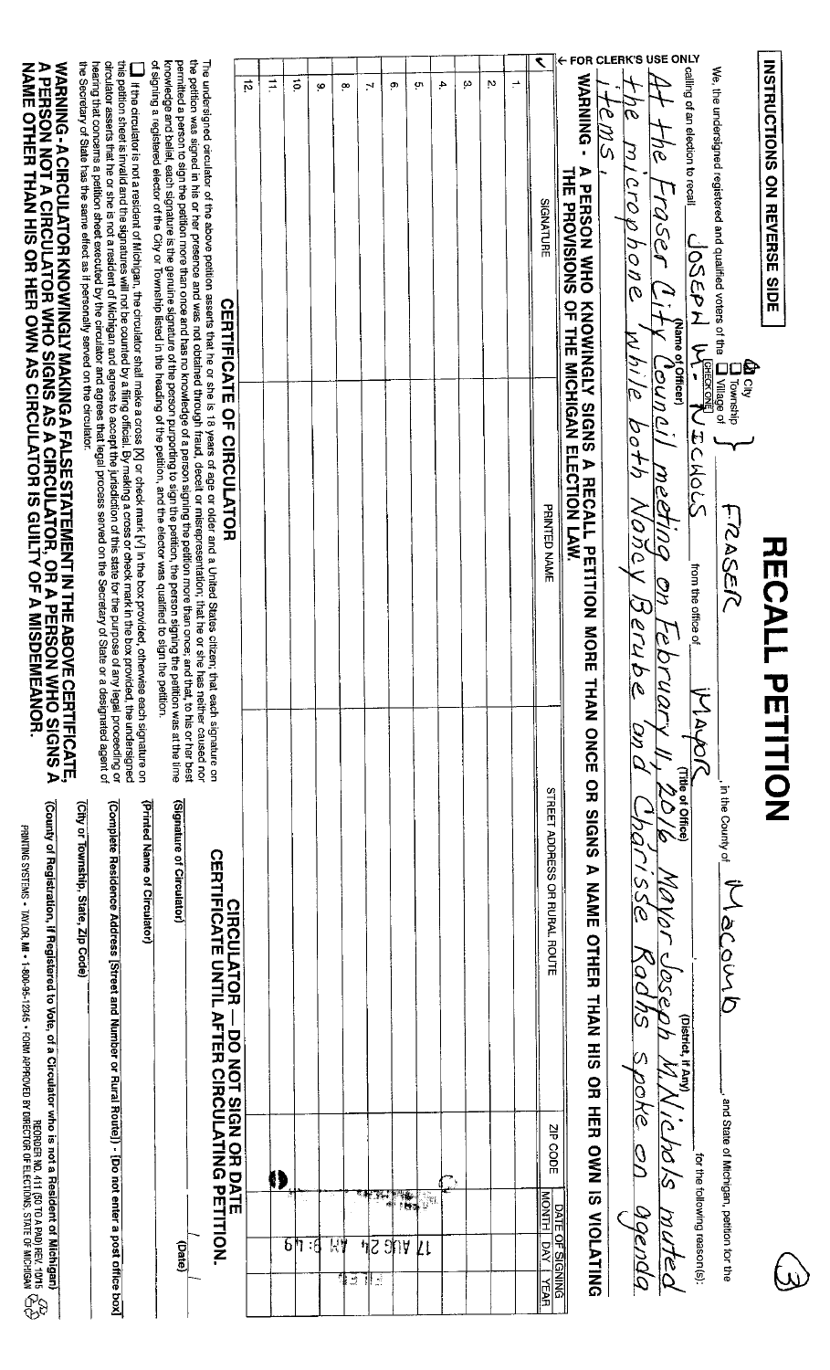# RECALL PETITION

INSTRUCTIONS ON REVERSE SIDE

(3)

We, the undersigned registered and qualified voters of the [CHECK ONE] ☑ City ☐ Township ☐ Village of FRASER, in the County of Macomb, and State of Michigan, petition for the calling of an election to recall JOSEPH W. NICHOLS (Name of Officer) from the office of MAYOR (Title of Office) (District, if Any) for the following reason(s):

At the Fraser City Council meeting on February 11, 2016, Mayor Joseph W. Nichols muted the microphone while both Nancy Berube and Charisse Radhs spoke on agenda items.

**WARNING - A PERSON WHO KNOWINGLY SIGNS A RECALL PETITION MORE THAN ONCE OR SIGNS A NAME OTHER THAN HIS OR HER OWN IS VIOLATING THE PROVISIONS OF THE MICHIGAN ELECTION LAW.**

← FOR CLERK'S USE ONLY

| ✓ | | SIGNATURE | PRINTED NAME | STREET ADDRESS OR RURAL ROUTE | ZIP CODE | DATE OF SIGNING MONTH | DAY | YEAR |
|---|---|---|---|---|---|---|---|---|
| | 1. | | | | | | | |
| | 2. | | | | | | | |
| | 3. | | | | | | | |
| | 4. | | | | | | | |
| | 5. | | | | | | | |
| | 6. | | | | | | | |
| | 7. | | | | | | | |
| | 8. | | | | | | | |
| | 9. | | | | | | | |
| | 10. | | | | | | | |
| | 11. | | | | | | | |
| | 12. | | | | | | | |

17 AUG 24 AM 9:16

## CERTIFICATE OF CIRCULATOR

The undersigned circulator of the above petition asserts that he or she is 18 years of age or older and a United States citizen; that each signature on the petition was signed in his or her presence and was not obtained through fraud, deceit or misrepresentation; that he or she has neither caused nor permitted a person to sign the petition more than once and has no knowledge of a person signing the petition more than once; and that, to his or her best knowledge and belief, each signature is the genuine signature of the person purporting to sign the petition, the person signing the petition was at the time of signing a registered elector of the City or Township listed in the heading of the petition, and the elector was qualified to sign the petition.

☐ If the circulator is not a resident of Michigan, the circulator shall make a cross [X] or check mark [✓] in the box provided, otherwise each signature on this petition sheet is invalid and the signatures will not be counted by a filing official. By making a cross or check mark in the box provided, the undersigned circulator asserts that he or she is not a resident of Michigan and agrees to accept the jurisdiction of this state for the purpose of any legal proceeding or hearing that concerns a petition sheet executed by the circulator and agrees that legal process served on the Secretary of State or a designated agent of the Secretary of State has the same effect as if personally served on the circulator.

**WARNING - A CIRCULATOR KNOWINGLY MAKING A FALSE STATEMENT IN THE ABOVE CERTIFICATE, A PERSON NOT A CIRCULATOR WHO SIGNS AS A CIRCULATOR, OR A PERSON WHO SIGNS A NAME OTHER THAN HIS OR HER OWN AS CIRCULATOR IS GUILTY OF A MISDEMEANOR.**

### CIRCULATOR — DO NOT SIGN OR DATE CERTIFICATE UNTIL AFTER CIRCULATING PETITION.

(Signature of Circulator) (Date)

(Printed Name of Circulator)

(Complete Residence Address [Street and Number or Rural Route]) - [Do not enter a post office box]

(City or Township, State, Zip Code)

(County of Registration, if Registered to Vote, of a Circulator who is not a Resident of Michigan)

PRINTING SYSTEMS • TAYLOR, MI • 1-800-95-12345 • FORM APPROVED BY DIRECTOR OF ELECTIONS, STATE OF MICHIGAN REORDER NO. 411 (50 TO A PAD) REV. 10/15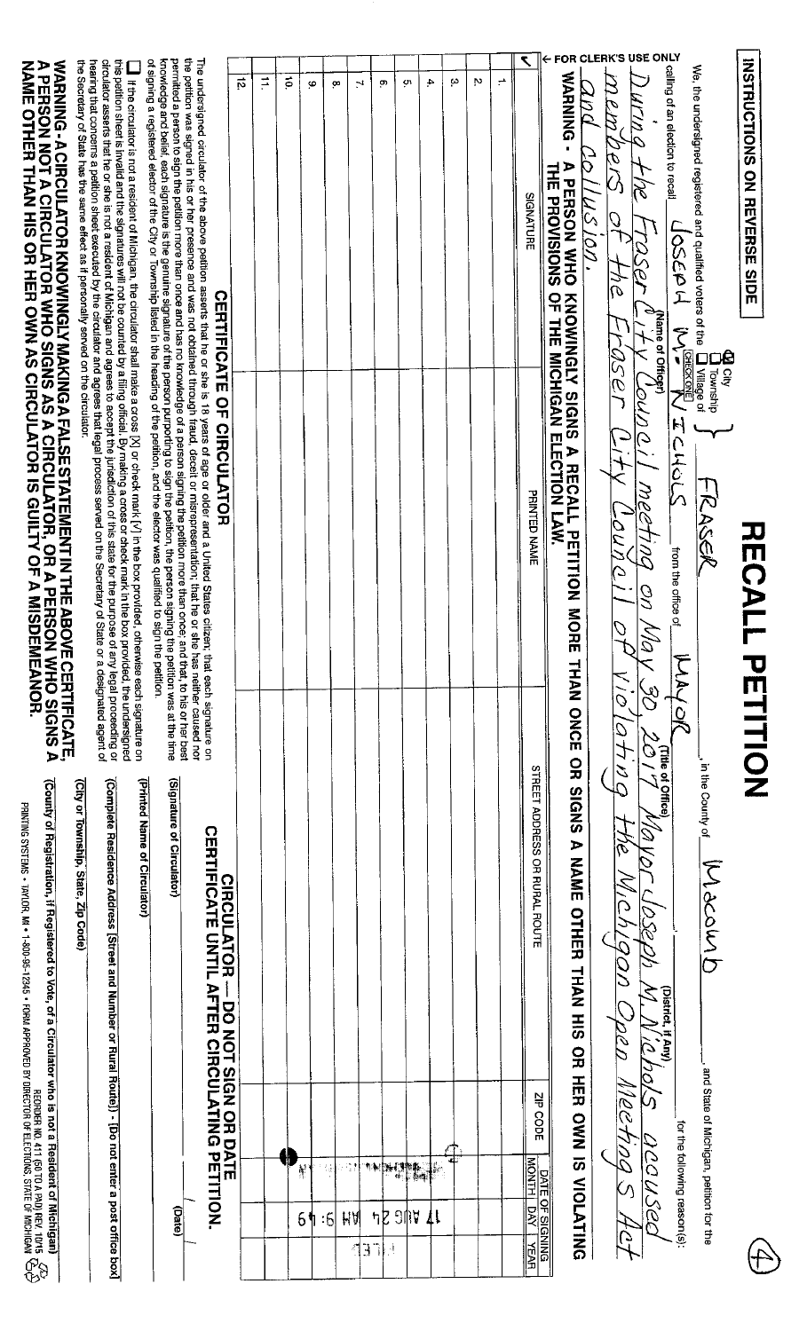# RECALL PETITION

(4)

INSTRUCTIONS ON REVERSE SIDE

We, the undersigned registered and qualified voters of the ☒ City ☐ Township ☐ Village of (CHECK ONE) FRASER, in the County of Macomb, and State of Michigan, petition for the calling of an election to recall Joseph M. Nichols (Name of Officer) from the office of Mayor (Title of Office) (District, if Any) for the following reason(s):

During the Fraser City Council meeting on May 30, 2017 Mayor Joseph M. Nichols accused members of the Fraser City Council of violating the Michigan Open Meetings Act and collusion.

**WARNING - A PERSON WHO KNOWINGLY SIGNS A RECALL PETITION MORE THAN ONCE OR SIGNS A NAME OTHER THAN HIS OR HER OWN IS VIOLATING THE PROVISIONS OF THE MICHIGAN ELECTION LAW.**

← FOR CLERK'S USE ONLY

| ✓ | | SIGNATURE | PRINTED NAME | STREET ADDRESS OR RURAL ROUTE | ZIP CODE | DATE OF SIGNING MONTH | DAY | YEAR |
|---|---|---|---|---|---|---|---|---|
| | 1. | | | | | | | |
| | 2. | | | | | | | |
| | 3. | | | | | | | |
| | 4. | | | | | | | |
| | 5. | | | | | | | |
| | 6. | | | | | | | |
| | 7. | | | | | | | |
| | 8. | | | | | | | |
| | 9. | | | | | | | |
| | 10. | | | | | | | |
| | 11. | | | | | | | |
| | 12. | | | | | | | |

17 AUG 24 AM 9:49

FILED

## CERTIFICATE OF CIRCULATOR

The undersigned circulator of the above petition asserts that he or she is 18 years of age or older and a United States citizen; that each signature on the petition was signed in his or her presence and was not obtained through fraud, deceit or misrepresentation; that he or she has neither caused nor permitted a person to sign the petition more than once and has no knowledge of a person signing the petition more than once; and that, to his or her best knowledge and belief, each signature is the genuine signature of the person purporting to sign the petition, the person signing the petition was at the time of signing a registered elector of the City or Township listed in the heading of the petition, and the elector was qualified to sign the petition.

☐ If the circulator is not a resident of Michigan, the circulator shall make a cross [X] or check mark [✓] in the box provided, otherwise each signature on this petition sheet is invalid and the signatures will not be counted by a filing official. By making a cross or check mark in the box provided, the undersigned circulator asserts that he or she is not a resident of Michigan and agrees to accept the jurisdiction of this state for the purpose of any legal proceeding or hearing that concerns a petition sheet executed by the circulator and agrees that legal process served on the Secretary of State or a designated agent of the Secretary of State has the same effect as if personally served on the circulator.

**CIRCULATOR — DO NOT SIGN OR DATE CERTIFICATE UNTIL AFTER CIRCULATING PETITION.**

(Signature of Circulator) (Date)

(Printed Name of Circulator)

(Complete Residence Address (Street and Number or Rural Route)) - [Do not enter a post office box]

(City or Township, State, Zip Code)

(County of Registration, if Registered to Vote, of a Circulator who is not a Resident of Michigan)

**WARNING - A CIRCULATOR KNOWINGLY MAKING A FALSE STATEMENT IN THE ABOVE CERTIFICATE, A PERSON NOT A CIRCULATOR WHO SIGNS AS A CIRCULATOR, OR A PERSON WHO SIGNS A NAME OTHER THAN HIS OR HER OWN AS CIRCULATOR IS GUILTY OF A MISDEMEANOR.**

REORDER NO. 411 (50 TO A PAD) REV. 10/15

PRINTING SYSTEMS • TAYLOR, MI • 1-800-95-12345 • FORM APPROVED BY DIRECTOR OF ELECTIONS, STATE OF MICHIGAN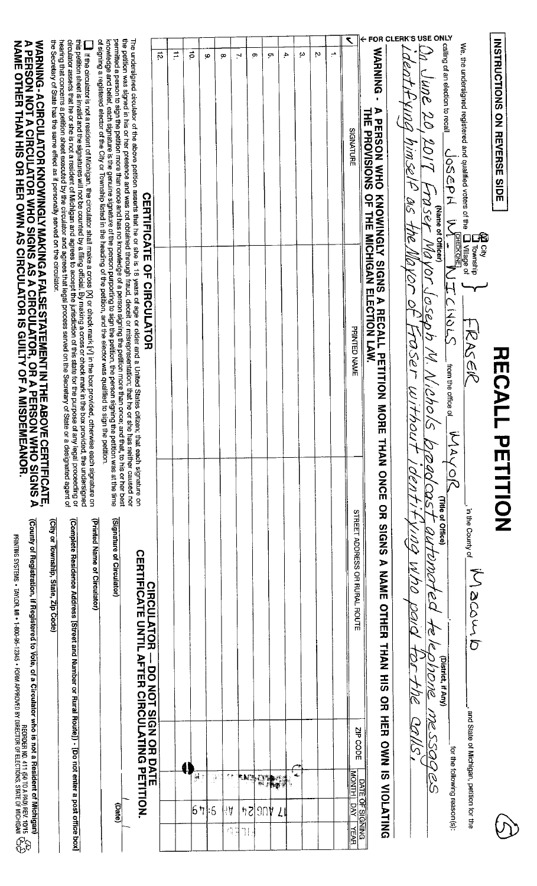INSTRUCTIONS ON REVERSE SIDE

# RECALL PETITION

(5)

We, the undersigned registered and qualified voters of the ☒ City ☐ Township ☐ Village of (CHECK ONE) FRASER, in the County of Macomb, and State of Michigan, petition for the calling of an election to recall JOSEPH M. NICHOLS (Name of Officer) from the office of MAYOR (Title of Office) ________ (District, if Any) for the following reason(s):

On June 20, 2017 Fraser Mayor Joseph M. Nichols broadcast automated telephone messages identifying himself as the Mayor of Fraser without identifying who paid for the calls.

**WARNING - A PERSON WHO KNOWINGLY SIGNS A RECALL PETITION MORE THAN ONCE OR SIGNS A NAME OTHER THAN HIS OR HER OWN IS VIOLATING THE PROVISIONS OF THE MICHIGAN ELECTION LAW.**

← FOR CLERK'S USE ONLY

| ✓ | | SIGNATURE | PRINTED NAME | STREET ADDRESS OR RURAL ROUTE | ZIP CODE | DATE OF SIGNING MONTH | DAY | YEAR |
|---|---|---|---|---|---|---|---|---|
| | 1. | | | | | | | |
| | 2. | | | | | | | |
| | 3. | | | | | | | |
| | 4. | | | | | | | |
| | 5. | | | | | | | |
| | 6. | | | | | | | |
| | 7. | | | | | | | |
| | 8. | | | | | | | |
| | 9. | | | | | | | |
| | 10. | | | | | | | |
| | 11. | | | | | | | |
| | 12. | | | | | | | |

17 AUG 24 AM 9:49

## CERTIFICATE OF CIRCULATOR

The undersigned circulator of the above petition asserts that he or she is 18 years of age or older and a United States citizen; that each signature on the petition was signed in his or her presence and was not obtained through fraud, deceit or misrepresentation; that he or she has neither caused nor permitted a person to sign the petition more than once and has no knowledge of a person signing the petition more than once; and that, to his or her best knowledge and belief, each signature is the genuine signature of the person purporting to sign the petition, the person signing the petition was at the time of signing a registered elector of the City or Township listed in the heading of the petition, and the elector was qualified to sign the petition.

☐ If the circulator is not a resident of Michigan, the circulator shall make a cross [X] or check mark [✓] in the box provided, otherwise each signature on this petition sheet is invalid and the signatures will not be counted by a filing official. By making a cross or check mark in the box provided, the undersigned circulator asserts that he or she is not a resident of Michigan and agrees to accept the jurisdiction of this state for the purpose of any legal proceeding or hearing that concerns a petition sheet executed by the circulator and agrees that legal process served on the Secretary of State or a designated agent of the Secretary of State has the same effect as if personally served on the circulator.

**CIRCULATOR — DO NOT SIGN OR DATE CERTIFICATE UNTIL AFTER CIRCULATING PETITION.**

(Signature of Circulator) ________ (Date)

(Printed Name of Circulator)

(Complete Residence Address (Street and Number or Rural Route)) - [Do not enter a post office box]

(City or Township, State, Zip Code)

(County of Registration, if Registered to Vote, of a Circulator who is not a Resident of Michigan)

**WARNING - A CIRCULATOR KNOWINGLY MAKING A FALSE STATEMENT IN THE ABOVE CERTIFICATE, A PERSON NOT A CIRCULATOR WHO SIGNS AS A CIRCULATOR, OR A PERSON WHO SIGNS A NAME OTHER THAN HIS OR HER OWN AS CIRCULATOR IS GUILTY OF A MISDEMEANOR.**

PRINTING SYSTEMS • TAYLOR, MI • 1-800-95-12345 • FORM APPROVED BY DIRECTOR OF ELECTIONS, STATE OF MICHIGAN
REORDER NO. 411 (50 TO A PAD) REV. 10/15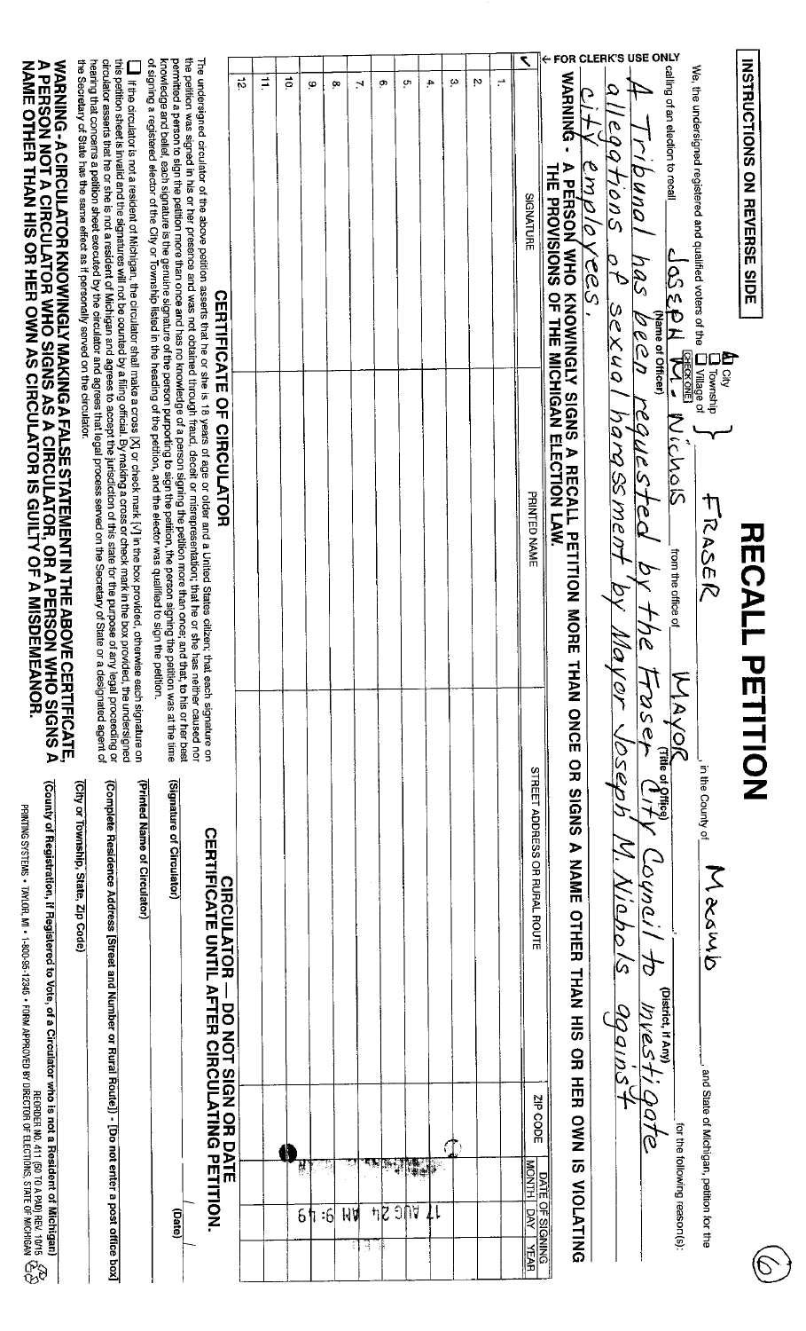**INSTRUCTIONS ON REVERSE SIDE**

(6)

# RECALL PETITION

We, the undersigned registered and qualified voters of the ☒ City ☐ Township ☐ Village of (CHECK ONE) FRASER in the County of Macomb and State of Michigan, petition for the calling of an election to recall Joseph M. Nichols (Name of Officer) from the office of MAYOR (Title of Office) (District, if Any) for the following reason(s):

A Tribunal has been requested by the Fraser City Council to investigate allegations of sexual harassment by Mayor Joseph M. Nichols against city employees.

**WARNING - A PERSON WHO KNOWINGLY SIGNS A RECALL PETITION MORE THAN ONCE OR SIGNS A NAME OTHER THAN HIS OR HER OWN IS VIOLATING THE PROVISIONS OF THE MICHIGAN ELECTION LAW.**

← FOR CLERK'S USE ONLY

| ✓ | | SIGNATURE | PRINTED NAME | STREET ADDRESS OR RURAL ROUTE | ZIP CODE | DATE OF SIGNING MONTH | DAY | YEAR |
|---|---|---|---|---|---|---|---|---|
| | 1. | | | | | | | |
| | 2. | | | | | | | |
| | 3. | | | | | | | |
| | 4. | | | | | | | |
| | 5. | | | | | | | |
| | 6. | | | | | | | |
| | 7. | | | | | | | |
| | 8. | | | | | | | |
| | 9. | | | | | | | |
| | 10. | | | | | | | |
| | 11. | | | | | | | |
| | 12. | | | | | | | |

17 AUG 24 AM 9:49

## CERTIFICATE OF CIRCULATOR

The undersigned circulator of the above petition asserts that he or she is 18 years of age or older and a United States citizen; that each signature on the petition was signed in his or her presence and was not obtained through fraud, deceit or misrepresentation; that he or she has neither caused nor permitted a person to sign the petition more than once and has no knowledge of a person signing the petition more than once; and that, to his or her best knowledge and belief, each signature is the genuine signature of the person purporting to sign the petition, the person signing the petition was at the time of signing a registered elector of the City or Township listed in the heading of the petition, and the elector was qualified to sign the petition.

☐ If the circulator is not a resident of Michigan, the circulator shall make a cross [X] or check mark [✓] in the box provided, otherwise each signature on this petition sheet is invalid and the signatures will not be counted by a filing official. By making a cross or check mark in the box provided, the undersigned circulator asserts that he or she is not a resident of Michigan and agrees to accept the jurisdiction of this state for the purpose of any legal proceeding or hearing that concerns a petition sheet executed by the circulator and agrees that legal process served on the Secretary of State or a designated agent of the Secretary of State has the same effect as if personally served on the circulator.

**WARNING - A CIRCULATOR KNOWINGLY MAKING A FALSE STATEMENT IN THE ABOVE CERTIFICATE, A PERSON NOT A CIRCULATOR WHO SIGNS AS A CIRCULATOR, OR A PERSON WHO SIGNS A NAME OTHER THAN HIS OR HER OWN AS CIRCULATOR IS GUILTY OF A MISDEMEANOR.**

**CIRCULATOR — DO NOT SIGN OR DATE CERTIFICATE UNTIL AFTER CIRCULATING PETITION.**

(Signature of Circulator) (Date)

(Printed Name of Circulator)

(Complete Residence Address [Street and Number or Rural Route] - [Do not enter a post office box])

(City or Township, State, Zip Code)

(County of Registration, if Registered to Vote, of a Circulator who is not a Resident of Michigan)

REORDER NO. 411 (50 TO A PAD) REV. 10/15

PRINTING SYSTEMS • TAYLOR, MI • 1-800-95-12345 • FORM APPROVED BY DIRECTOR OF ELECTIONS, STATE OF MICHIGAN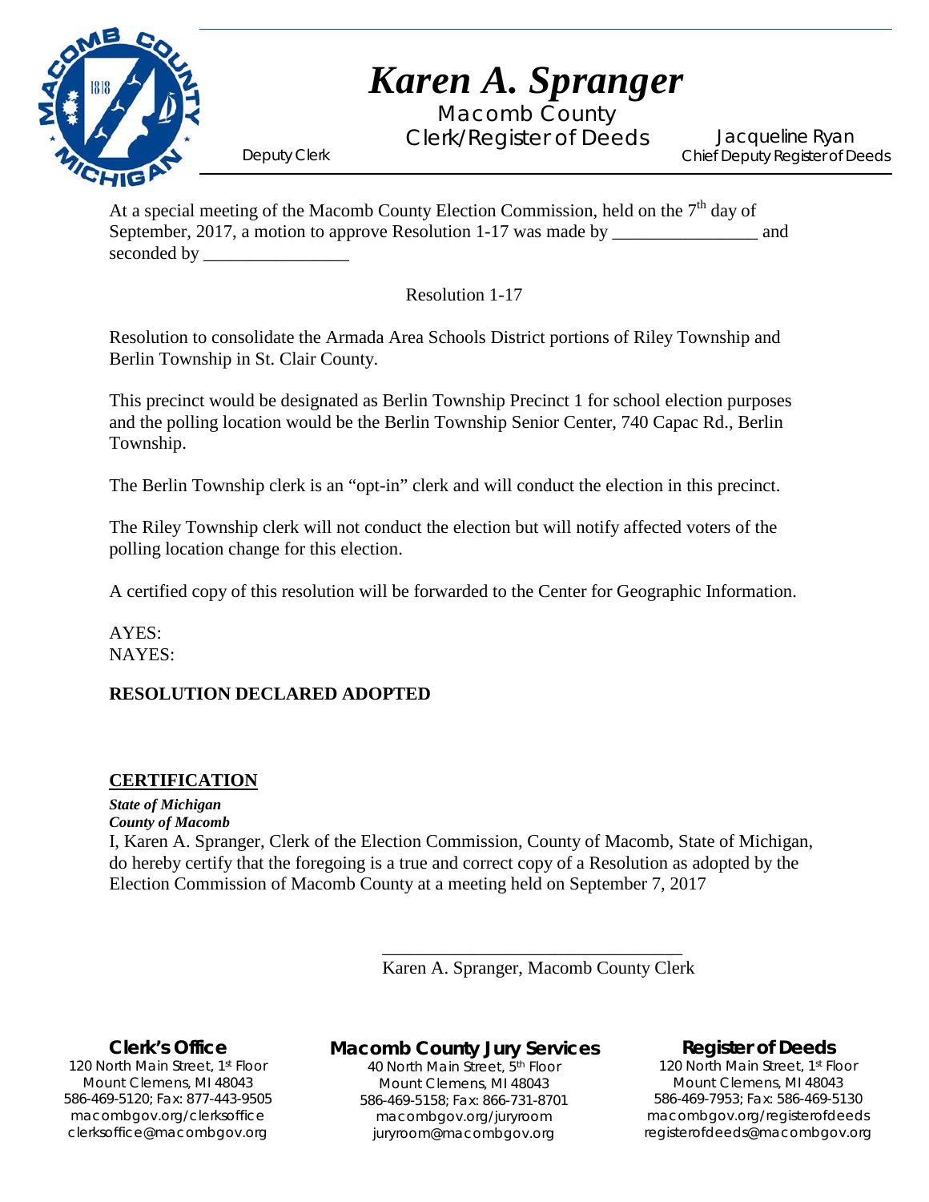# *Karen A. Spranger*

Macomb County
Clerk/Register of Deeds

Deputy Clerk

Jacqueline Ryan
Chief Deputy Register of Deeds

At a special meeting of the Macomb County Election Commission, held on the 7th day of September, 2017, a motion to approve Resolution 1-17 was made by ________________ and seconded by ________________

Resolution 1-17

Resolution to consolidate the Armada Area Schools District portions of Riley Township and Berlin Township in St. Clair County.

This precinct would be designated as Berlin Township Precinct 1 for school election purposes and the polling location would be the Berlin Township Senior Center, 740 Capac Rd., Berlin Township.

The Berlin Township clerk is an "opt-in" clerk and will conduct the election in this precinct.

The Riley Township clerk will not conduct the election but will notify affected voters of the polling location change for this election.

A certified copy of this resolution will be forwarded to the Center for Geographic Information.

AYES:
NAYES:

**RESOLUTION DECLARED ADOPTED**

**CERTIFICATION**

***State of Michigan***
***County of Macomb***

I, Karen A. Spranger, Clerk of the Election Commission, County of Macomb, State of Michigan, do hereby certify that the foregoing is a true and correct copy of a Resolution as adopted by the Election Commission of Macomb County at a meeting held on September 7, 2017

\_\_\_\_\_\_\_\_\_\_\_\_\_\_\_\_\_\_\_\_\_\_\_\_\_\_\_\_\_\_\_\_\_\_
Karen A. Spranger, Macomb County Clerk

**Clerk's Office**
120 North Main Street, 1st Floor
Mount Clemens, MI 48043
586-469-5120; Fax: 877-443-9505
macombgov.org/clerksoffice
clerksoffice@macombgov.org

**Macomb County Jury Services**
40 North Main Street, 5th Floor
Mount Clemens, MI 48043
586-469-5158; Fax: 866-731-8701
macombgov.org/juryroom
juryroom@macombgov.org

**Register of Deeds**
120 North Main Street, 1st Floor
Mount Clemens, MI 48043
586-469-7953; Fax: 586-469-5130
macombgov.org/registerofdeeds
registerofdeeds@macombgov.org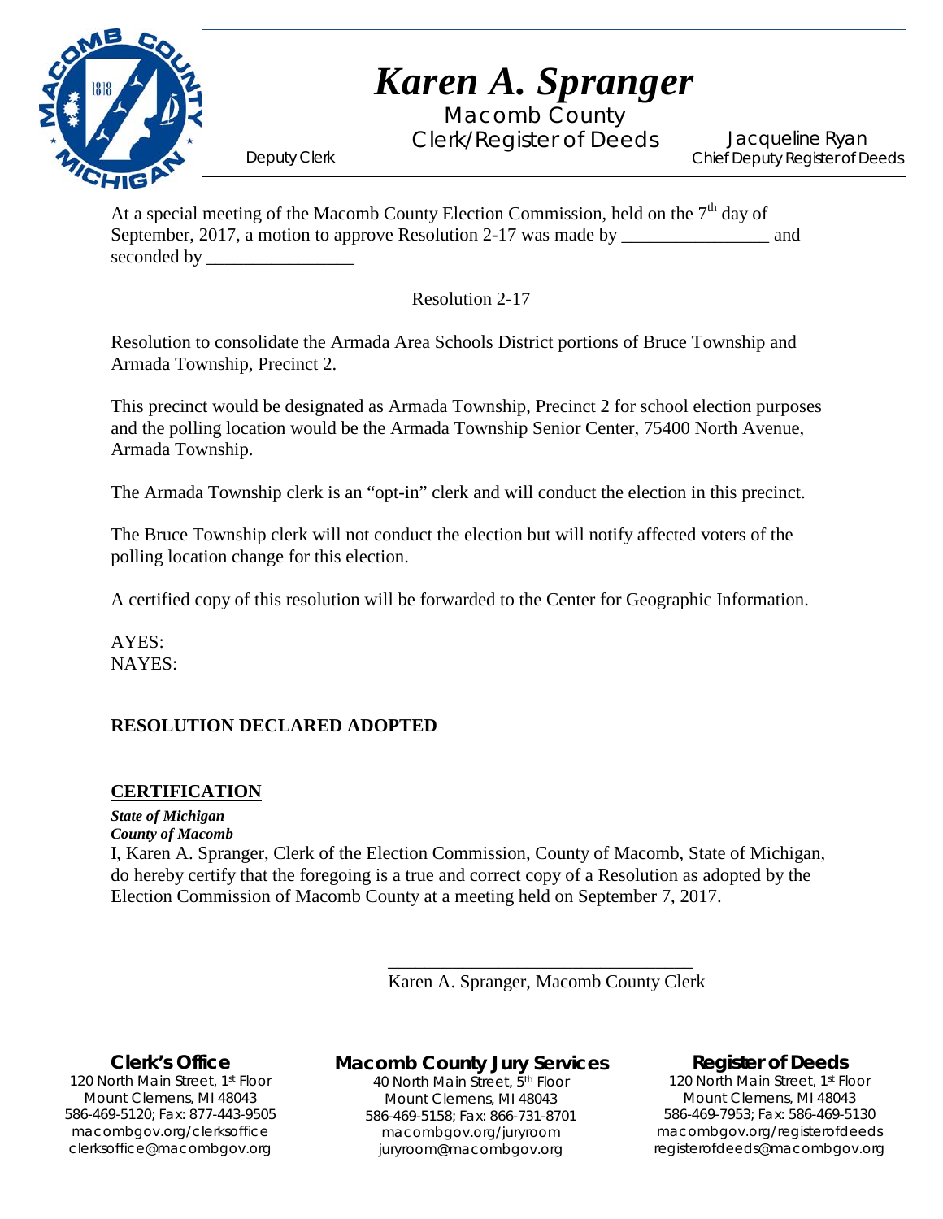# *Karen A. Spranger*

Macomb County
Clerk/Register of Deeds

Deputy Clerk

Jacqueline Ryan
Chief Deputy Register of Deeds

At a special meeting of the Macomb County Election Commission, held on the 7th day of September, 2017, a motion to approve Resolution 2-17 was made by ________________ and seconded by ________________

Resolution 2-17

Resolution to consolidate the Armada Area Schools District portions of Bruce Township and Armada Township, Precinct 2.

This precinct would be designated as Armada Township, Precinct 2 for school election purposes and the polling location would be the Armada Township Senior Center, 75400 North Avenue, Armada Township.

The Armada Township clerk is an "opt-in" clerk and will conduct the election in this precinct.

The Bruce Township clerk will not conduct the election but will notify affected voters of the polling location change for this election.

A certified copy of this resolution will be forwarded to the Center for Geographic Information.

AYES:
NAYES:

**RESOLUTION DECLARED ADOPTED**

**CERTIFICATION**

***State of Michigan***
***County of Macomb***

I, Karen A. Spranger, Clerk of the Election Commission, County of Macomb, State of Michigan, do hereby certify that the foregoing is a true and correct copy of a Resolution as adopted by the Election Commission of Macomb County at a meeting held on September 7, 2017.

_________________________________
Karen A. Spranger, Macomb County Clerk

**Clerk's Office**
120 North Main Street, 1st Floor
Mount Clemens, MI 48043
586-469-5120; Fax: 877-443-9505
macombgov.org/clerksoffice
clerksoffice@macombgov.org

**Macomb County Jury Services**
40 North Main Street, 5th Floor
Mount Clemens, MI 48043
586-469-5158; Fax: 866-731-8701
macombgov.org/juryroom
juryroom@macombgov.org

**Register of Deeds**
120 North Main Street, 1st Floor
Mount Clemens, MI 48043
586-469-7953; Fax: 586-469-5130
macombgov.org/registerofdeeds
registerofdeeds@macombgov.org